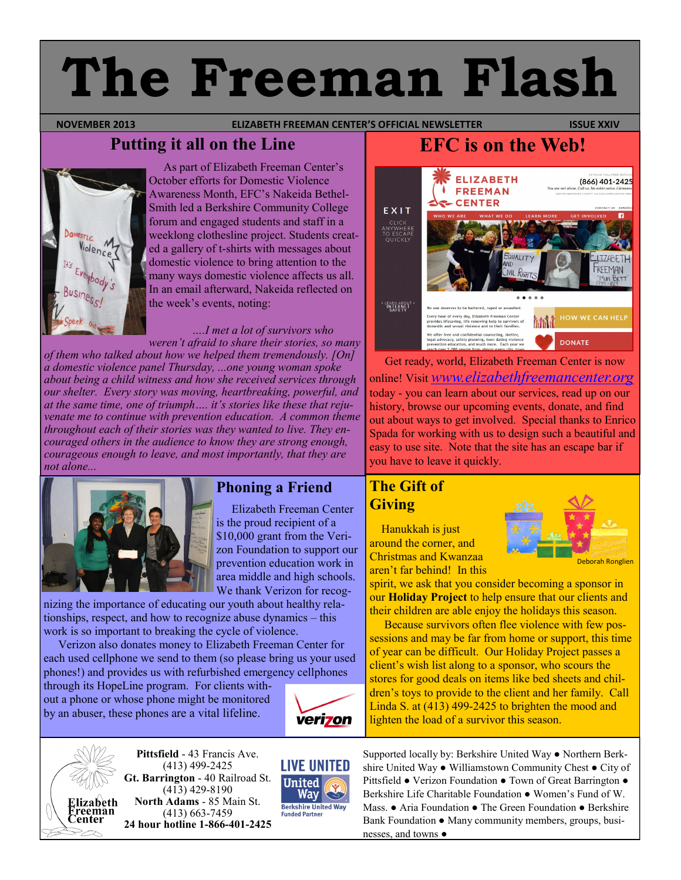# The Freeman Flash

**NOVEMBER 2013** — **ELIZABETH FREEMAN CENTER'S OFFICIAL NEWSLETTER** — **ISSUE XXIV**

## Putting it all on the Line

As part of Elizabeth Freeman Center's October efforts for Domestic Violence Awareness Month, EFC's Nakeida Bethel-Smith led a Berkshire Community College forum and engaged students and staff in a weeklong clothesline project. Students created a gallery of t-shirts with messages about domestic violence to bring attention to the many ways domestic violence affects us all. In an email afterward, Nakeida reflected on the week's events, noting:

*....I met a lot of survivors who weren't afraid to share their stories, so many of them who talked about how we helped them tremendously. [On] a domestic violence panel Thursday, ...one young woman spoke about being a child witness and how she received services through our shelter. Every story was moving, heartbreaking, powerful, and at the same time, one of triumph.... it's stories like these that rejuvenate me to continue with prevention education. A common theme throughout each of their stories was they wanted to live. They encouraged others in the audience to know they are strong enough, courageous enough to leave, and most importantly, that they are not alone...*

## EFC is on the Web!

Get ready, world, Elizabeth Freeman Center is now online! Visit *www.elizabethfreemancenter.org* today - you can learn about our services, read up on our history, browse our upcoming events, donate, and find out about ways to get involved. Special thanks to Enrico Spada for working with us to design such a beautiful and easy to use site. Note that the site has an escape bar if you have to leave it quickly.

## Phoning a Friend

Elizabeth Freeman Center is the proud recipient of a $10,000 grant from the Verizon Foundation to support our prevention education work in area middle and high schools. We thank Verizon for recognizing the importance of educating our youth about healthy relationships, respect, and how to recognize abuse dynamics – this work is so important to breaking the cycle of violence.

Verizon also donates money to Elizabeth Freeman Center for each used cellphone we send to them (so please bring us your used phones!) and provides us with refurbished emergency cellphones through its HopeLine program. For clients without a phone or whose phone might be monitored by an abuser, these phones are a vital lifeline.

## The Gift of Giving

Hanukkah is just around the corner, and Christmas and Kwanzaa aren't far behind! In this spirit, we ask that you consider becoming a sponsor in our **Holiday Project** to help ensure that our clients and their children are able enjoy the holidays this season.

Because survivors often flee violence with few possessions and may be far from home or support, this time of year can be difficult. Our Holiday Project passes a client's wish list along to a sponsor, who scours the stores for good deals on items like bed sheets and children's toys to provide to the client and her family. Call Linda S. at (413) 499-2425 to brighten the mood and lighten the load of a survivor this season.

Deborah Ronglien

---

**Pittsfield** - 43 Francis Ave.
(413) 499-2425
**Gt. Barrington** - 40 Railroad St.
(413) 429-8190
**North Adams** - 85 Main St.
(413) 663-7459
**24 hour hotline 1-866-401-2425**

Supported locally by: Berkshire United Way ● Northern Berkshire United Way ● Williamstown Community Chest ● City of Pittsfield ● Verizon Foundation ● Town of Great Barrington ● Berkshire Life Charitable Foundation ● Women's Fund of W. Mass. ● Aria Foundation ● The Green Foundation ● Berkshire Bank Foundation ● Many community members, groups, businesses, and towns ●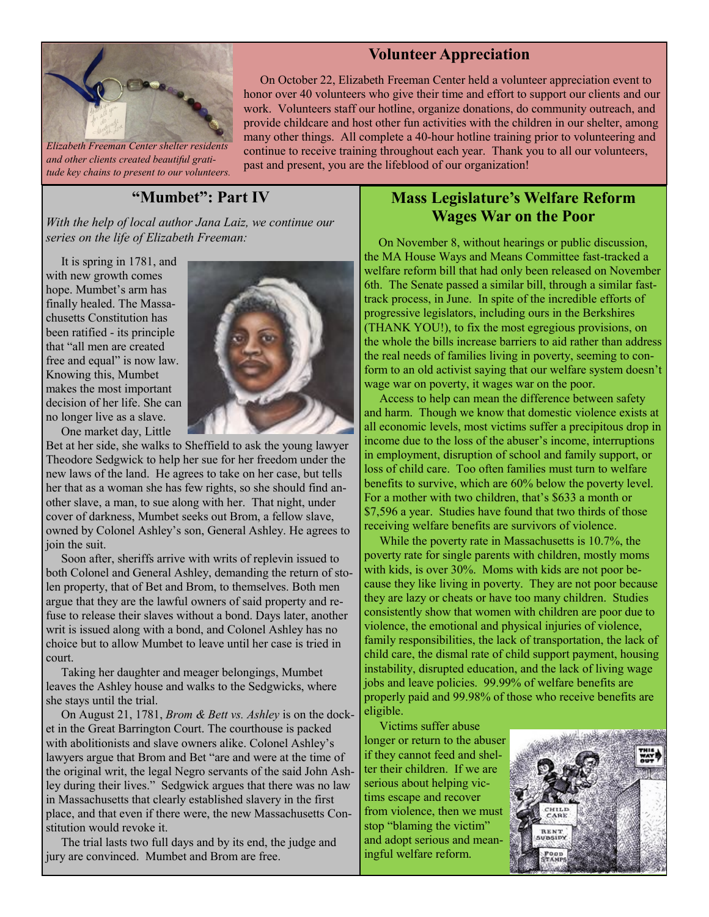## Volunteer Appreciation

*Elizabeth Freeman Center shelter residents and other clients created beautiful gratitude key chains to present to our volunteers.*

On October 22, Elizabeth Freeman Center held a volunteer appreciation event to honor over 40 volunteers who give their time and effort to support our clients and our work. Volunteers staff our hotline, organize donations, do community outreach, and provide childcare and host other fun activities with the children in our shelter, among many other things. All complete a 40-hour hotline training prior to volunteering and continue to receive training throughout each year. Thank you to all our volunteers, past and present, you are the lifeblood of our organization!

## "Mumbet": Part IV

*With the help of local author Jana Laiz, we continue our series on the life of Elizabeth Freeman:*

It is spring in 1781, and with new growth comes hope. Mumbet's arm has finally healed. The Massachusetts Constitution has been ratified - its principle that "all men are created free and equal" is now law. Knowing this, Mumbet makes the most important decision of her life. She can no longer live as a slave.

One market day, Little Bet at her side, she walks to Sheffield to ask the young lawyer Theodore Sedgwick to help her sue for her freedom under the new laws of the land. He agrees to take on her case, but tells her that as a woman she has few rights, so she should find another slave, a man, to sue along with her. That night, under cover of darkness, Mumbet seeks out Brom, a fellow slave, owned by Colonel Ashley's son, General Ashley. He agrees to join the suit.

Soon after, sheriffs arrive with writs of replevin issued to both Colonel and General Ashley, demanding the return of stolen property, that of Bet and Brom, to themselves. Both men argue that they are the lawful owners of said property and refuse to release their slaves without a bond. Days later, another writ is issued along with a bond, and Colonel Ashley has no choice but to allow Mumbet to leave until her case is tried in court.

Taking her daughter and meager belongings, Mumbet leaves the Ashley house and walks to the Sedgwicks, where she stays until the trial.

On August 21, 1781, *Brom & Bett vs. Ashley* is on the docket in the Great Barrington Court. The courthouse is packed with abolitionists and slave owners alike. Colonel Ashley's lawyers argue that Brom and Bet "are and were at the time of the original writ, the legal Negro servants of the said John Ashley during their lives." Sedgwick argues that there was no law in Massachusetts that clearly established slavery in the first place, and that even if there were, the new Massachusetts Constitution would revoke it.

The trial lasts two full days and by its end, the judge and jury are convinced. Mumbet and Brom are free.

## Mass Legislature's Welfare Reform Wages War on the Poor

On November 8, without hearings or public discussion, the MA House Ways and Means Committee fast-tracked a welfare reform bill that had only been released on November 6th. The Senate passed a similar bill, through a similar fast-track process, in June. In spite of the incredible efforts of progressive legislators, including ours in the Berkshires (THANK YOU!), to fix the most egregious provisions, on the whole the bills increase barriers to aid rather than address the real needs of families living in poverty, seeming to conform to an old activist saying that our welfare system doesn't wage war on poverty, it wages war on the poor.

Access to help can mean the difference between safety and harm. Though we know that domestic violence exists at all economic levels, most victims suffer a precipitous drop in income due to the loss of the abuser's income, interruptions in employment, disruption of school and family support, or loss of child care. Too often families must turn to welfare benefits to survive, which are 60% below the poverty level. For a mother with two children, that's $633 a month or $7,596 a year. Studies have found that two thirds of those receiving welfare benefits are survivors of violence.

While the poverty rate in Massachusetts is 10.7%, the poverty rate for single parents with children, mostly moms with kids, is over 30%. Moms with kids are not poor because they like living in poverty. They are not poor because they are lazy or cheats or have too many children. Studies consistently show that women with children are poor due to violence, the emotional and physical injuries of violence, family responsibilities, the lack of transportation, the lack of child care, the dismal rate of child support payment, housing instability, disrupted education, and the lack of living wage jobs and leave policies. 99.99% of welfare benefits are properly paid and 99.98% of those who receive benefits are eligible.

Victims suffer abuse longer or return to the abuser if they cannot feed and shelter their children. If we are serious about helping victims escape and recover from violence, then we must stop "blaming the victim" and adopt serious and meaningful welfare reform.